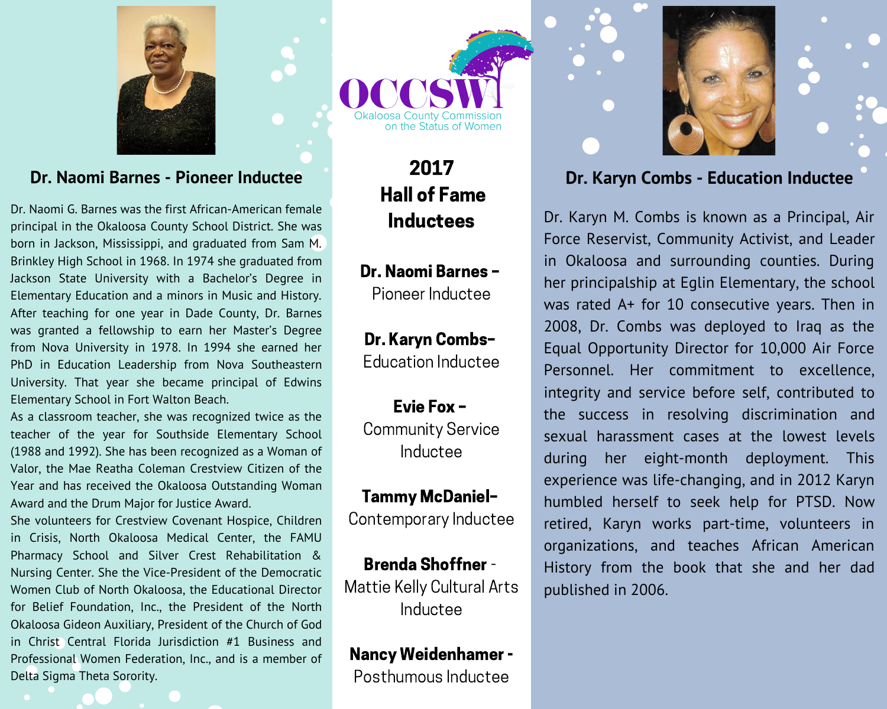OCCSW
Okaloosa County Commission on the Status of Women

# 2017 Hall of Fame Inductees

**Dr. Naomi Barnes –** Pioneer Inductee

**Dr. Karyn Combs–** Education Inductee

**Evie Fox –** Community Service Inductee

**Tammy McDaniel–** Contemporary Inductee

**Brenda Shoffner** - Mattie Kelly Cultural Arts Inductee

**Nancy Weidenhamer -** Posthumous Inductee

## Dr. Naomi Barnes - Pioneer Inductee

Dr. Naomi G. Barnes was the first African-American female principal in the Okaloosa County School District. She was born in Jackson, Mississippi, and graduated from Sam M. Brinkley High School in 1968. In 1974 she graduated from Jackson State University with a Bachelor's Degree in Elementary Education and a minors in Music and History. After teaching for one year in Dade County, Dr. Barnes was granted a fellowship to earn her Master's Degree from Nova University in 1978. In 1994 she earned her PhD in Education Leadership from Nova Southeastern University. That year she became principal of Edwins Elementary School in Fort Walton Beach.

As a classroom teacher, she was recognized twice as the teacher of the year for Southside Elementary School (1988 and 1992). She has been recognized as a Woman of Valor, the Mae Reatha Coleman Crestview Citizen of the Year and has received the Okaloosa Outstanding Woman Award and the Drum Major for Justice Award.

She volunteers for Crestview Covenant Hospice, Children in Crisis, North Okaloosa Medical Center, the FAMU Pharmacy School and Silver Crest Rehabilitation & Nursing Center. She the Vice-President of the Democratic Women Club of North Okaloosa, the Educational Director for Belief Foundation, Inc., the President of the North Okaloosa Gideon Auxiliary, President of the Church of God in Christ Central Florida Jurisdiction #1 Business and Professional Women Federation, Inc., and is a member of Delta Sigma Theta Sorority.

## Dr. Karyn Combs - Education Inductee

Dr. Karyn M. Combs is known as a Principal, Air Force Reservist, Community Activist, and Leader in Okaloosa and surrounding counties. During her principalship at Eglin Elementary, the school was rated A+ for 10 consecutive years. Then in 2008, Dr. Combs was deployed to Iraq as the Equal Opportunity Director for 10,000 Air Force Personnel. Her commitment to excellence, integrity and service before self, contributed to the success in resolving discrimination and sexual harassment cases at the lowest levels during her eight-month deployment. This experience was life-changing, and in 2012 Karyn humbled herself to seek help for PTSD. Now retired, Karyn works part-time, volunteers in organizations, and teaches African American History from the book that she and her dad published in 2006.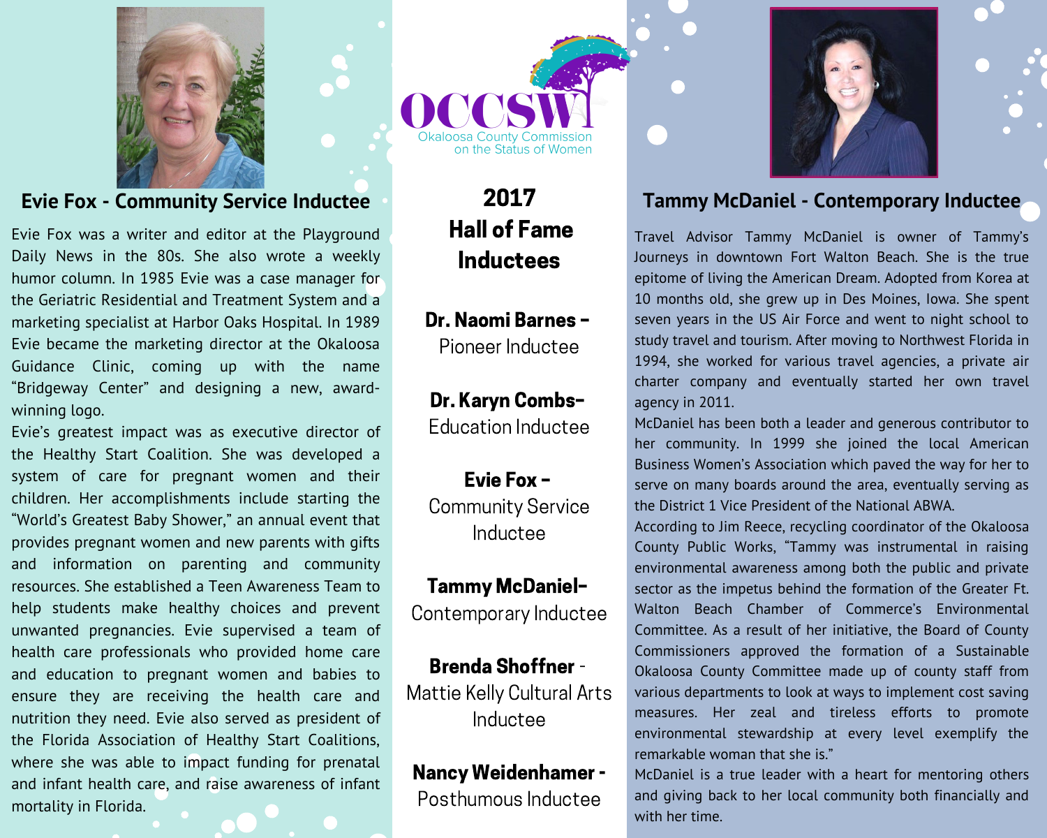OCCSW

Okaloosa County Commission on the Status of Women

## 2017 Hall of Fame Inductees

**Dr. Naomi Barnes –** Pioneer Inductee

**Dr. Karyn Combs–** Education Inductee

**Evie Fox –** Community Service Inductee

**Tammy McDaniel–** Contemporary Inductee

**Brenda Shoffner** - Mattie Kelly Cultural Arts Inductee

**Nancy Weidenhamer -** Posthumous Inductee

## Evie Fox - Community Service Inductee

Evie Fox was a writer and editor at the Playground Daily News in the 80s. She also wrote a weekly humor column. In 1985 Evie was a case manager for the Geriatric Residential and Treatment System and a marketing specialist at Harbor Oaks Hospital. In 1989 Evie became the marketing director at the Okaloosa Guidance Clinic, coming up with the name "Bridgeway Center" and designing a new, award-winning logo.

Evie's greatest impact was as executive director of the Healthy Start Coalition. She was developed a system of care for pregnant women and their children. Her accomplishments include starting the "World's Greatest Baby Shower," an annual event that provides pregnant women and new parents with gifts and information on parenting and community resources. She established a Teen Awareness Team to help students make healthy choices and prevent unwanted pregnancies. Evie supervised a team of health care professionals who provided home care and education to pregnant women and babies to ensure they are receiving the health care and nutrition they need. Evie also served as president of the Florida Association of Healthy Start Coalitions, where she was able to impact funding for prenatal and infant health care, and raise awareness of infant mortality in Florida.

## Tammy McDaniel - Contemporary Inductee

Travel Advisor Tammy McDaniel is owner of Tammy's Journeys in downtown Fort Walton Beach. She is the true epitome of living the American Dream. Adopted from Korea at 10 months old, she grew up in Des Moines, Iowa. She spent seven years in the US Air Force and went to night school to study travel and tourism. After moving to Northwest Florida in 1994, she worked for various travel agencies, a private air charter company and eventually started her own travel agency in 2011.

McDaniel has been both a leader and generous contributor to her community. In 1999 she joined the local American Business Women's Association which paved the way for her to serve on many boards around the area, eventually serving as the District 1 Vice President of the National ABWA.

According to Jim Reece, recycling coordinator of the Okaloosa County Public Works, "Tammy was instrumental in raising environmental awareness among both the public and private sector as the impetus behind the formation of the Greater Ft. Walton Beach Chamber of Commerce's Environmental Committee. As a result of her initiative, the Board of County Commissioners approved the formation of a Sustainable Okaloosa County Committee made up of county staff from various departments to look at ways to implement cost saving measures. Her zeal and tireless efforts to promote environmental stewardship at every level exemplify the remarkable woman that she is."

McDaniel is a true leader with a heart for mentoring others and giving back to her local community both financially and with her time.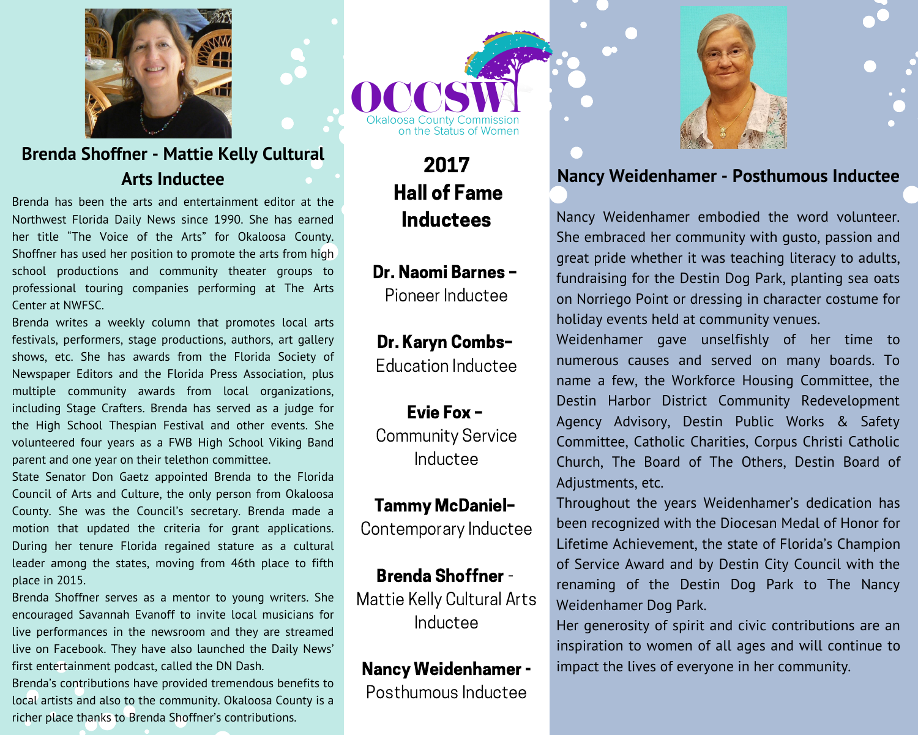## Brenda Shoffner - Mattie Kelly Cultural Arts Inductee

Brenda has been the arts and entertainment editor at the Northwest Florida Daily News since 1990. She has earned her title "The Voice of the Arts" for Okaloosa County. Shoffner has used her position to promote the arts from high school productions and community theater groups to professional touring companies performing at The Arts Center at NWFSC.

Brenda writes a weekly column that promotes local arts festivals, performers, stage productions, authors, art gallery shows, etc. She has awards from the Florida Society of Newspaper Editors and the Florida Press Association, plus multiple community awards from local organizations, including Stage Crafters. Brenda has served as a judge for the High School Thespian Festival and other events. She volunteered four years as a FWB High School Viking Band parent and one year on their telethon committee.

State Senator Don Gaetz appointed Brenda to the Florida Council of Arts and Culture, the only person from Okaloosa County. She was the Council's secretary. Brenda made a motion that updated the criteria for grant applications. During her tenure Florida regained stature as a cultural leader among the states, moving from 46th place to fifth place in 2015.

Brenda Shoffner serves as a mentor to young writers. She encouraged Savannah Evanoff to invite local musicians for live performances in the newsroom and they are streamed live on Facebook. They have also launched the Daily News' first entertainment podcast, called the DN Dash.

Brenda's contributions have provided tremendous benefits to local artists and also to the community. Okaloosa County is a richer place thanks to Brenda Shoffner's contributions.

OCCSW
Okaloosa County Commission on the Status of Women

# 2017 Hall of Fame Inductees

**Dr. Naomi Barnes –** Pioneer Inductee

**Dr. Karyn Combs–** Education Inductee

**Evie Fox –** Community Service Inductee

**Tammy McDaniel–** Contemporary Inductee

**Brenda Shoffner** - Mattie Kelly Cultural Arts Inductee

**Nancy Weidenhamer -** Posthumous Inductee

## Nancy Weidenhamer - Posthumous Inductee

Nancy Weidenhamer embodied the word volunteer. She embraced her community with gusto, passion and great pride whether it was teaching literacy to adults, fundraising for the Destin Dog Park, planting sea oats on Norriego Point or dressing in character costume for holiday events held at community venues.

Weidenhamer gave unselfishly of her time to numerous causes and served on many boards. To name a few, the Workforce Housing Committee, the Destin Harbor District Community Redevelopment Agency Advisory, Destin Public Works & Safety Committee, Catholic Charities, Corpus Christi Catholic Church, The Board of The Others, Destin Board of Adjustments, etc.

Throughout the years Weidenhamer's dedication has been recognized with the Diocesan Medal of Honor for Lifetime Achievement, the state of Florida's Champion of Service Award and by Destin City Council with the renaming of the Destin Dog Park to The Nancy Weidenhamer Dog Park.

Her generosity of spirit and civic contributions are an inspiration to women of all ages and will continue to impact the lives of everyone in her community.